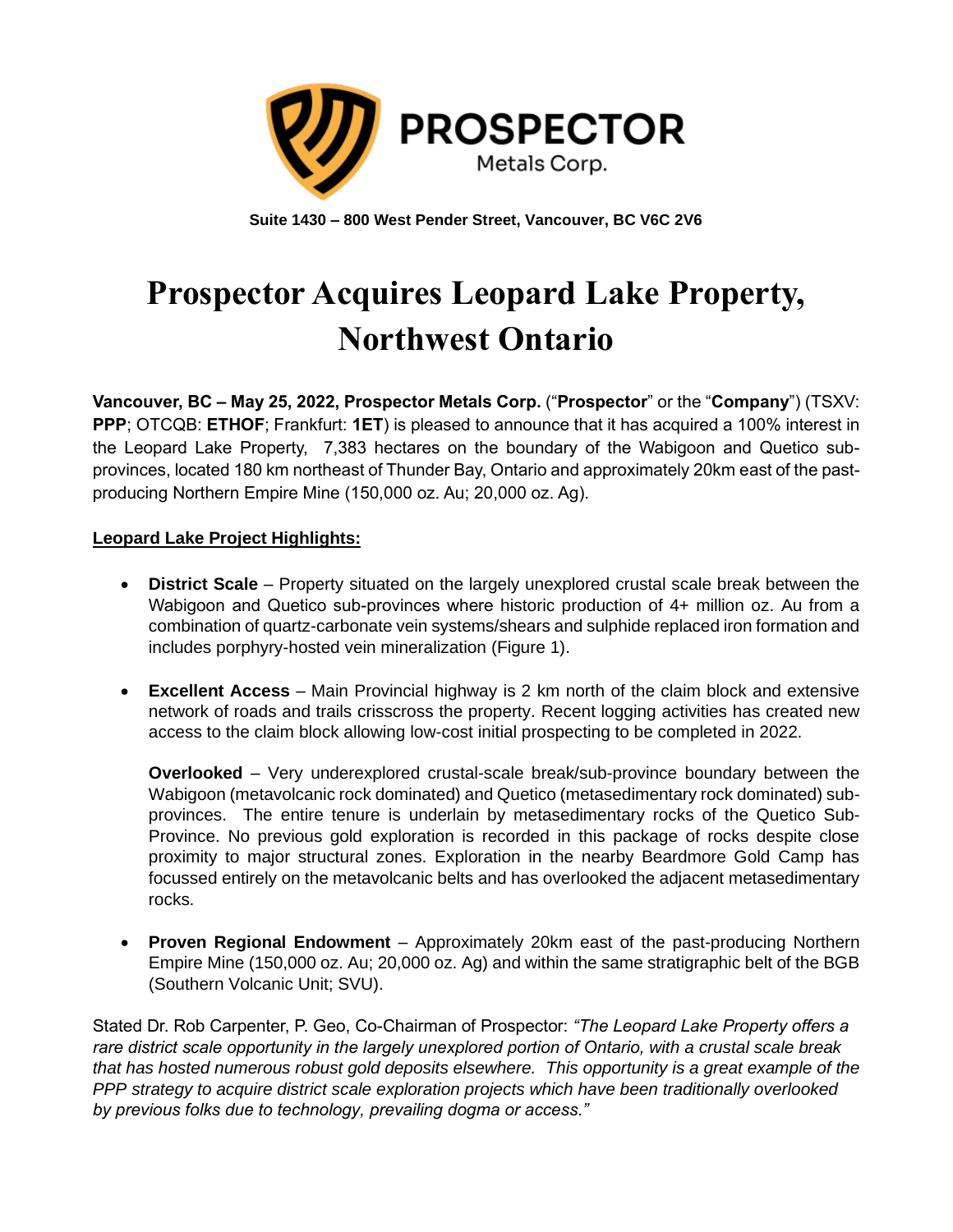**PROSPECTOR**
Metals Corp.

**Suite 1430 – 800 West Pender Street, Vancouver, BC V6C 2V6**

# Prospector Acquires Leopard Lake Property, Northwest Ontario

**Vancouver, BC – May 25, 2022, Prospector Metals Corp.** ("**Prospector**" or the "**Company**") (TSXV: **PPP**; OTCQB: **ETHOF**; Frankfurt: **1ET**) is pleased to announce that it has acquired a 100% interest in the Leopard Lake Property, 7,383 hectares on the boundary of the Wabigoon and Quetico sub-provinces, located 180 km northeast of Thunder Bay, Ontario and approximately 20km east of the past-producing Northern Empire Mine (150,000 oz. Au; 20,000 oz. Ag).

**Leopard Lake Project Highlights:**

- **District Scale** – Property situated on the largely unexplored crustal scale break between the Wabigoon and Quetico sub-provinces where historic production of 4+ million oz. Au from a combination of quartz-carbonate vein systems/shears and sulphide replaced iron formation and includes porphyry-hosted vein mineralization (Figure 1).

- **Excellent Access** – Main Provincial highway is 2 km north of the claim block and extensive network of roads and trails crisscross the property. Recent logging activities has created new access to the claim block allowing low-cost initial prospecting to be completed in 2022.

  **Overlooked** – Very underexplored crustal-scale break/sub-province boundary between the Wabigoon (metavolcanic rock dominated) and Quetico (metasedimentary rock dominated) sub-provinces. The entire tenure is underlain by metasedimentary rocks of the Quetico Sub-Province. No previous gold exploration is recorded in this package of rocks despite close proximity to major structural zones. Exploration in the nearby Beardmore Gold Camp has focussed entirely on the metavolcanic belts and has overlooked the adjacent metasedimentary rocks.

- **Proven Regional Endowment** – Approximately 20km east of the past-producing Northern Empire Mine (150,000 oz. Au; 20,000 oz. Ag) and within the same stratigraphic belt of the BGB (Southern Volcanic Unit; SVU).

Stated Dr. Rob Carpenter, P. Geo, Co-Chairman of Prospector: *"The Leopard Lake Property offers a rare district scale opportunity in the largely unexplored portion of Ontario, with a crustal scale break that has hosted numerous robust gold deposits elsewhere. This opportunity is a great example of the PPP strategy to acquire district scale exploration projects which have been traditionally overlooked by previous folks due to technology, prevailing dogma or access."*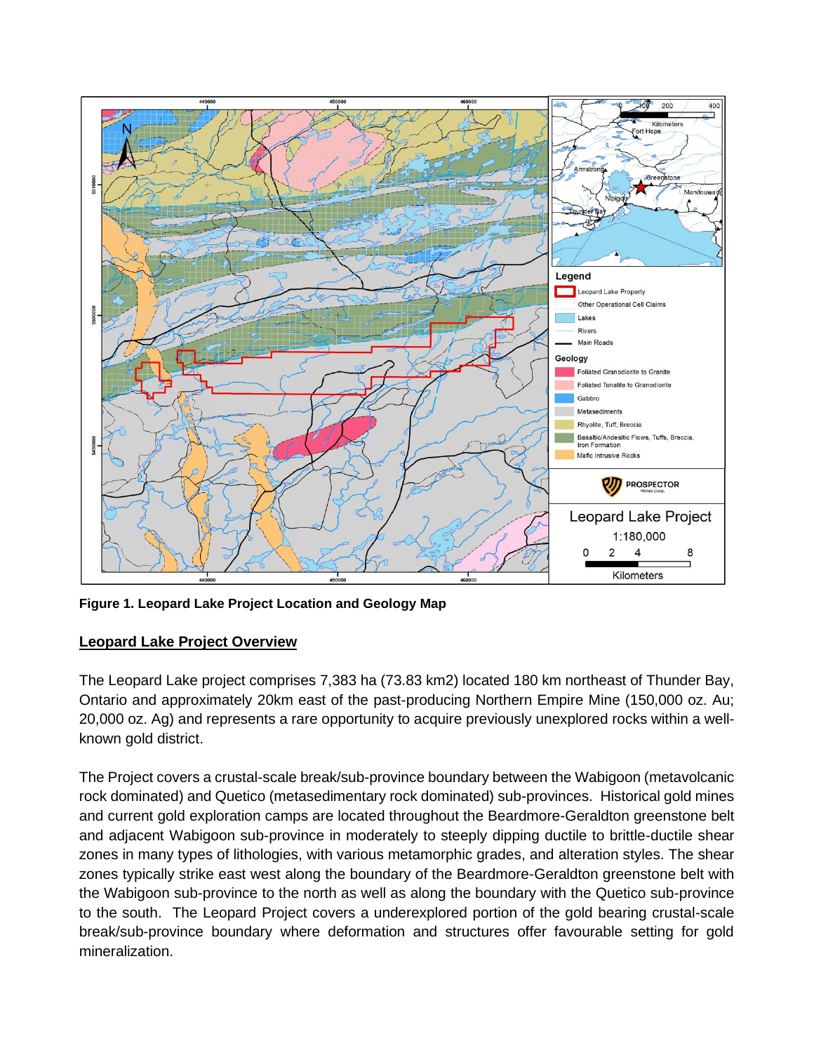**Figure 1. Leopard Lake Project Location and Geology Map**

## Leopard Lake Project Overview

The Leopard Lake project comprises 7,383 ha (73.83 km2) located 180 km northeast of Thunder Bay, Ontario and approximately 20km east of the past-producing Northern Empire Mine (150,000 oz. Au; 20,000 oz. Ag) and represents a rare opportunity to acquire previously unexplored rocks within a well-known gold district.

The Project covers a crustal-scale break/sub-province boundary between the Wabigoon (metavolcanic rock dominated) and Quetico (metasedimentary rock dominated) sub-provinces. Historical gold mines and current gold exploration camps are located throughout the Beardmore-Geraldton greenstone belt and adjacent Wabigoon sub-province in moderately to steeply dipping ductile to brittle-ductile shear zones in many types of lithologies, with various metamorphic grades, and alteration styles. The shear zones typically strike east west along the boundary of the Beardmore-Geraldton greenstone belt with the Wabigoon sub-province to the north as well as along the boundary with the Quetico sub-province to the south. The Leopard Project covers a underexplored portion of the gold bearing crustal-scale break/sub-province boundary where deformation and structures offer favourable setting for gold mineralization.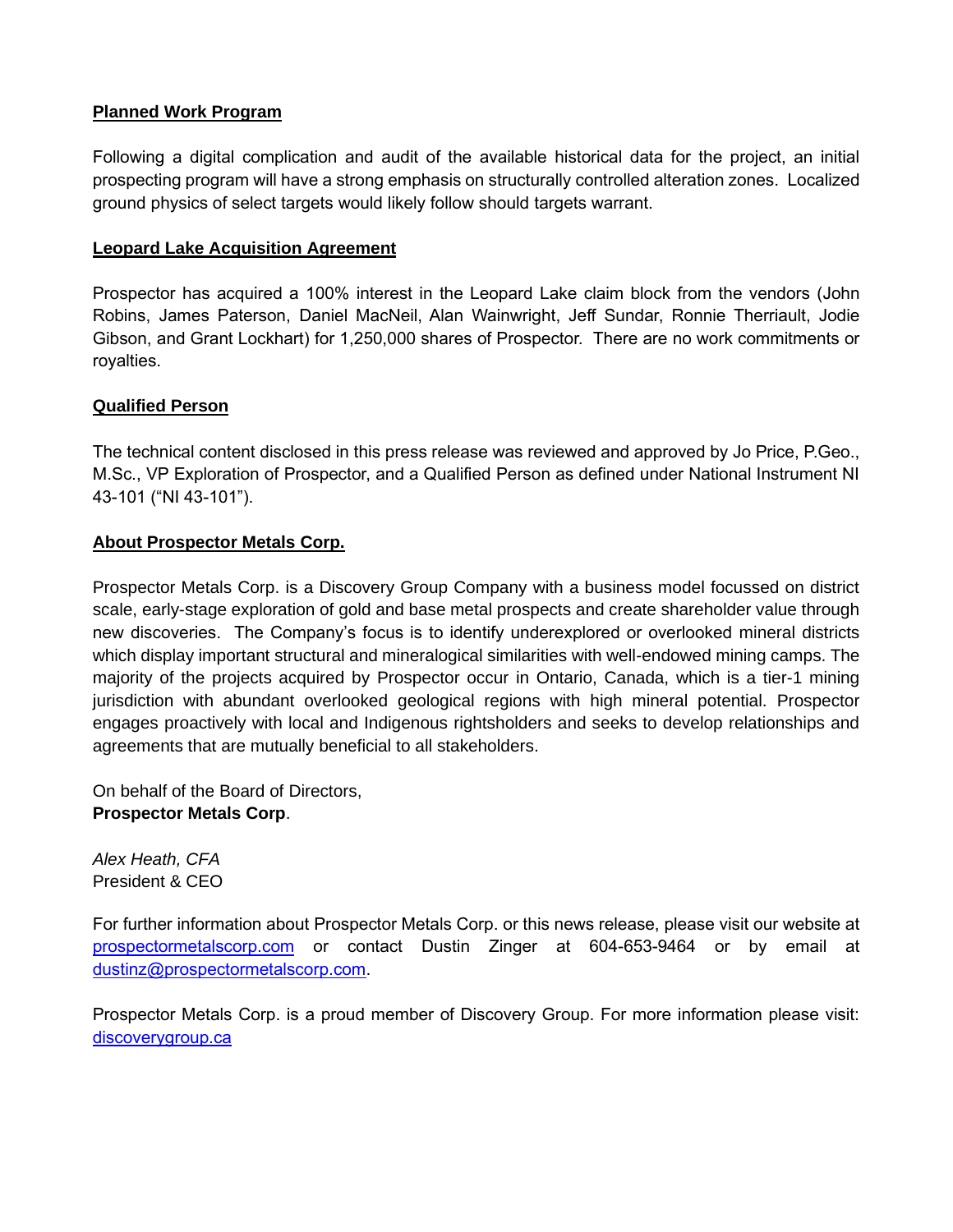**Planned Work Program**

Following a digital complication and audit of the available historical data for the project, an initial prospecting program will have a strong emphasis on structurally controlled alteration zones. Localized ground physics of select targets would likely follow should targets warrant.

**Leopard Lake Acquisition Agreement**

Prospector has acquired a 100% interest in the Leopard Lake claim block from the vendors (John Robins, James Paterson, Daniel MacNeil, Alan Wainwright, Jeff Sundar, Ronnie Therriault, Jodie Gibson, and Grant Lockhart) for 1,250,000 shares of Prospector. There are no work commitments or royalties.

**Qualified Person**

The technical content disclosed in this press release was reviewed and approved by Jo Price, P.Geo., M.Sc., VP Exploration of Prospector, and a Qualified Person as defined under National Instrument NI 43-101 ("NI 43-101").

**About Prospector Metals Corp.**

Prospector Metals Corp. is a Discovery Group Company with a business model focussed on district scale, early-stage exploration of gold and base metal prospects and create shareholder value through new discoveries. The Company's focus is to identify underexplored or overlooked mineral districts which display important structural and mineralogical similarities with well-endowed mining camps. The majority of the projects acquired by Prospector occur in Ontario, Canada, which is a tier-1 mining jurisdiction with abundant overlooked geological regions with high mineral potential. Prospector engages proactively with local and Indigenous rightsholders and seeks to develop relationships and agreements that are mutually beneficial to all stakeholders.

On behalf of the Board of Directors,
**Prospector Metals Corp**.

*Alex Heath, CFA*
President & CEO

For further information about Prospector Metals Corp. or this news release, please visit our website at [prospectormetalscorp.com](prospectormetalscorp.com) or contact Dustin Zinger at 604-653-9464 or by email at [dustinz@prospectormetalscorp.com](mailto:dustinz@prospectormetalscorp.com).

Prospector Metals Corp. is a proud member of Discovery Group. For more information please visit: [discoverygroup.ca](discoverygroup.ca)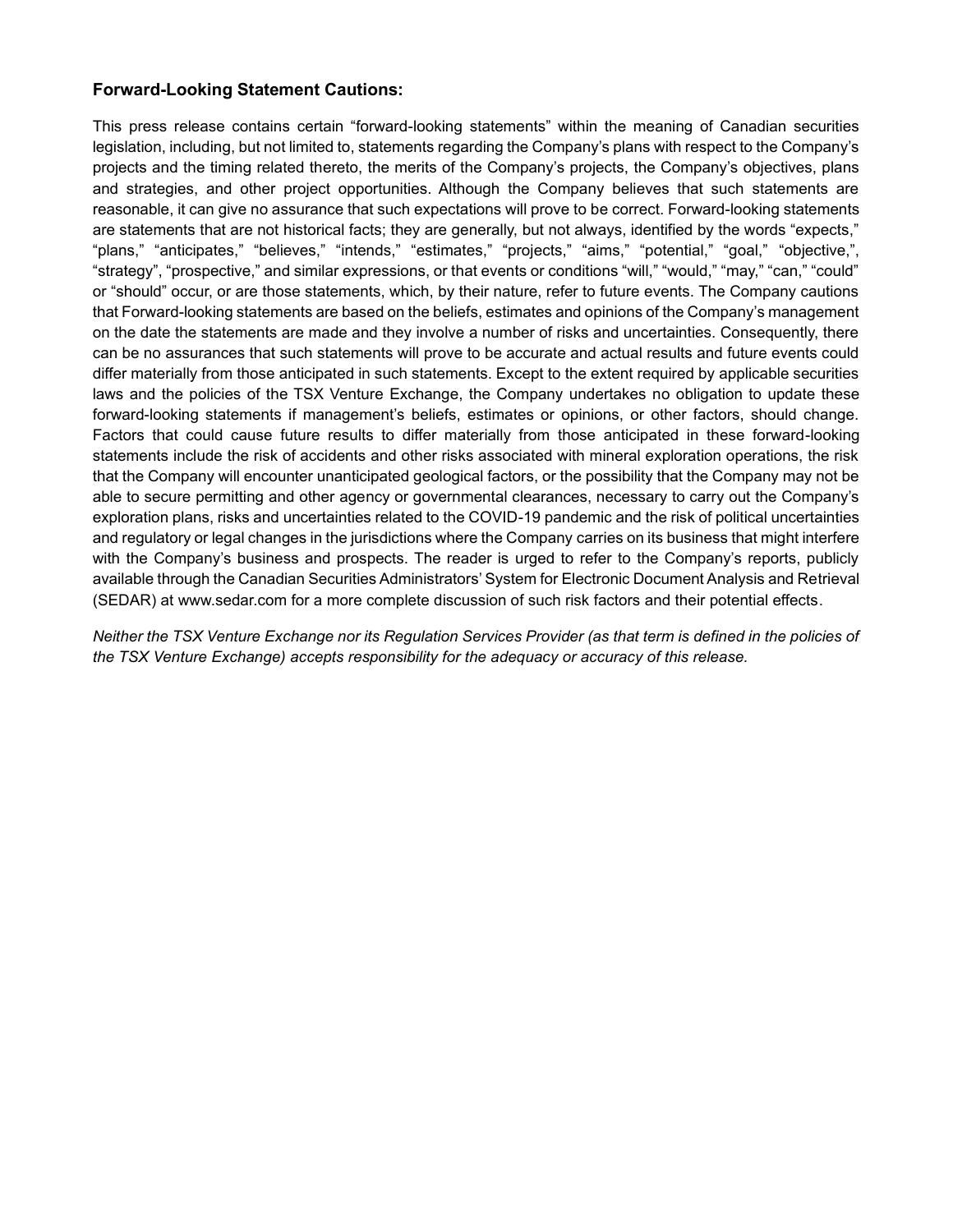**Forward-Looking Statement Cautions:**

This press release contains certain "forward-looking statements" within the meaning of Canadian securities legislation, including, but not limited to, statements regarding the Company's plans with respect to the Company's projects and the timing related thereto, the merits of the Company's projects, the Company's objectives, plans and strategies, and other project opportunities. Although the Company believes that such statements are reasonable, it can give no assurance that such expectations will prove to be correct. Forward-looking statements are statements that are not historical facts; they are generally, but not always, identified by the words "expects," "plans," "anticipates," "believes," "intends," "estimates," "projects," "aims," "potential," "goal," "objective,", "strategy", "prospective," and similar expressions, or that events or conditions "will," "would," "may," "can," "could" or "should" occur, or are those statements, which, by their nature, refer to future events. The Company cautions that Forward-looking statements are based on the beliefs, estimates and opinions of the Company's management on the date the statements are made and they involve a number of risks and uncertainties. Consequently, there can be no assurances that such statements will prove to be accurate and actual results and future events could differ materially from those anticipated in such statements. Except to the extent required by applicable securities laws and the policies of the TSX Venture Exchange, the Company undertakes no obligation to update these forward-looking statements if management's beliefs, estimates or opinions, or other factors, should change. Factors that could cause future results to differ materially from those anticipated in these forward-looking statements include the risk of accidents and other risks associated with mineral exploration operations, the risk that the Company will encounter unanticipated geological factors, or the possibility that the Company may not be able to secure permitting and other agency or governmental clearances, necessary to carry out the Company's exploration plans, risks and uncertainties related to the COVID-19 pandemic and the risk of political uncertainties and regulatory or legal changes in the jurisdictions where the Company carries on its business that might interfere with the Company's business and prospects. The reader is urged to refer to the Company's reports, publicly available through the Canadian Securities Administrators' System for Electronic Document Analysis and Retrieval (SEDAR) at www.sedar.com for a more complete discussion of such risk factors and their potential effects.

*Neither the TSX Venture Exchange nor its Regulation Services Provider (as that term is defined in the policies of the TSX Venture Exchange) accepts responsibility for the adequacy or accuracy of this release.*